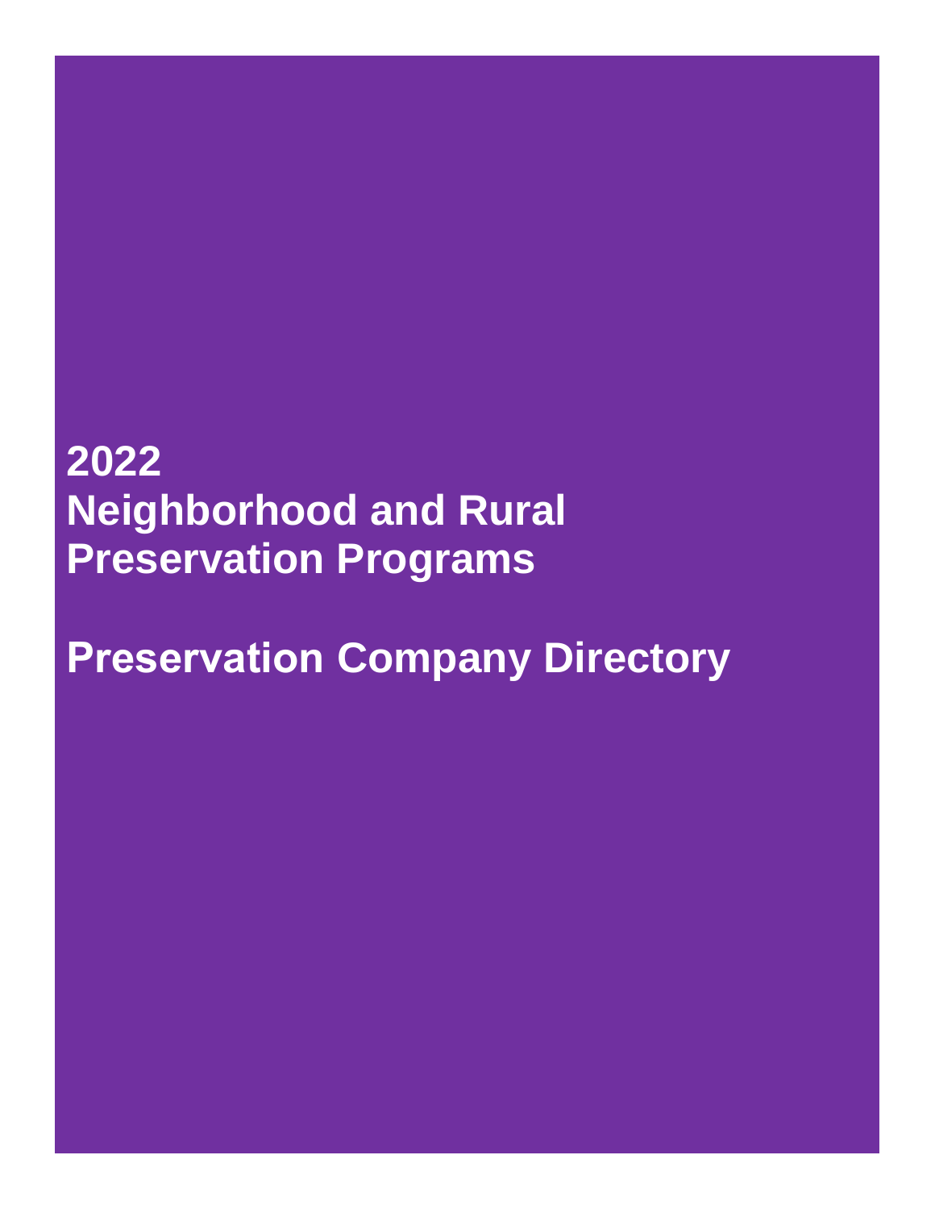# 2022
# Neighborhood and Rural Preservation Programs

# Preservation Company Directory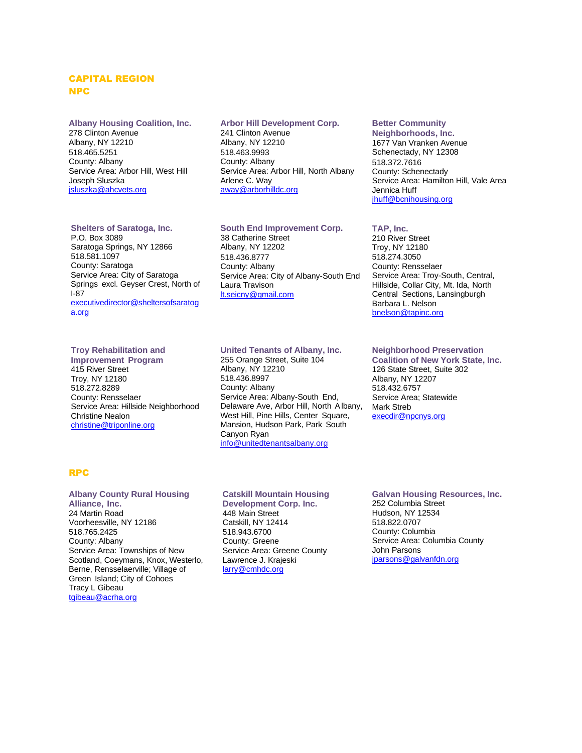## CAPITAL REGION

### NPC

**Albany Housing Coalition, Inc.**
278 Clinton Avenue
Albany, NY 12210
518.465.5251
County: Albany
Service Area: Arbor Hill, West Hill
Joseph Sluszka
jsluszka@ahcvets.org

**Arbor Hill Development Corp.**
241 Clinton Avenue
Albany, NY 12210
518.463.9993
County: Albany
Service Area: Arbor Hill, North Albany
Arlene C. Way
away@arborhilldc.org

**Better Community Neighborhoods, Inc.**
1677 Van Vranken Avenue
Schenectady, NY 12308
518.372.7616
County: Schenectady
Service Area: Hamilton Hill, Vale Area
Jennica Huff
jhuff@bcnihousing.org

**Shelters of Saratoga, Inc.**
P.O. Box 3089
Saratoga Springs, NY 12866
518.581.1097
County: Saratoga
Service Area: City of Saratoga Springs excl. Geyser Crest, North of I-87
executivedirector@sheltersofsaratoga.org

**South End Improvement Corp.**
38 Catherine Street
Albany, NY 12202
518.436.8777
County: Albany
Service Area: City of Albany-South End
Laura Travison
lt.seicny@gmail.com

**TAP, Inc.**
210 River Street
Troy, NY 12180
518.274.3050
County: Rensselaer
Service Area: Troy-South, Central, Hillside, Collar City, Mt. Ida, North Central Sections, Lansingburgh
Barbara L. Nelson
bnelson@tapinc.org

**Troy Rehabilitation and Improvement Program**
415 River Street
Troy, NY 12180
518.272.8289
County: Rensselaer
Service Area: Hillside Neighborhood
Christine Nealon
christine@triponline.org

**United Tenants of Albany, Inc.**
255 Orange Street, Suite 104
Albany, NY 12210
518.436.8997
County: Albany
Service Area: Albany-South End, Delaware Ave, Arbor Hill, North Albany, West Hill, Pine Hills, Center Square, Mansion, Hudson Park, Park South
Canyon Ryan
info@unitedtenantsalbany.org

**Neighborhood Preservation Coalition of New York State, Inc.**
126 State Street, Suite 302
Albany, NY 12207
518.432.6757
Service Area; Statewide
Mark Streb
execdir@npcnys.org

### RPC

**Albany County Rural Housing Alliance, Inc.**
24 Martin Road
Voorheesville, NY 12186
518.765.2425
County: Albany
Service Area: Townships of New Scotland, Coeymans, Knox, Westerlo, Berne, Rensselaerville; Village of Green Island; City of Cohoes
Tracy L Gibeau
tgibeau@acrha.org

**Catskill Mountain Housing Development Corp. Inc.**
448 Main Street
Catskill, NY 12414
518.943.6700
County: Greene
Service Area: Greene County
Lawrence J. Krajeski
larry@cmhdc.org

**Galvan Housing Resources, Inc.**
252 Columbia Street
Hudson, NY 12534
518.822.0707
County: Columbia
Service Area: Columbia County
John Parsons
jparsons@galvanfdn.org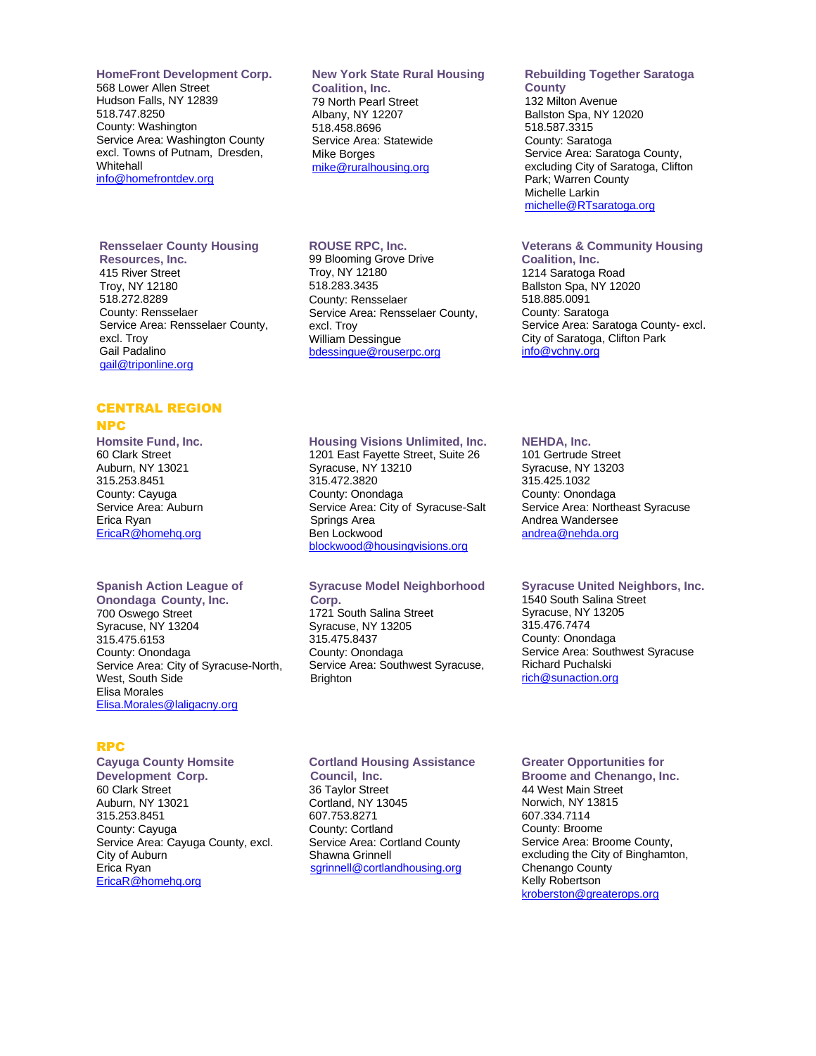**HomeFront Development Corp.**
568 Lower Allen Street
Hudson Falls, NY 12839
518.747.8250
County: Washington
Service Area: Washington County excl. Towns of Putnam, Dresden, Whitehall
info@homefrontdev.org

**New York State Rural Housing Coalition, Inc.**
79 North Pearl Street
Albany, NY 12207
518.458.8696
Service Area: Statewide
Mike Borges
mike@ruralhousing.org

**Rebuilding Together Saratoga County**
132 Milton Avenue
Ballston Spa, NY 12020
518.587.3315
County: Saratoga
Service Area: Saratoga County, excluding City of Saratoga, Clifton Park; Warren County
Michelle Larkin
michelle@RTsaratoga.org

**Rensselaer County Housing Resources, Inc.**
415 River Street
Troy, NY 12180
518.272.8289
County: Rensselaer
Service Area: Rensselaer County, excl. Troy
Gail Padalino
gail@triponline.org

**ROUSE RPC, Inc.**
99 Blooming Grove Drive
Troy, NY 12180
518.283.3435
County: Rensselaer
Service Area: Rensselaer County, excl. Troy
William Dessingue
bdessingue@rouserpc.org

**Veterans & Community Housing Coalition, Inc.**
1214 Saratoga Road
Ballston Spa, NY 12020
518.885.0091
County: Saratoga
Service Area: Saratoga County- excl. City of Saratoga, Clifton Park
info@vchny.org

## CENTRAL REGION

### NPC

**Homsite Fund, Inc.**
60 Clark Street
Auburn, NY 13021
315.253.8451
County: Cayuga
Service Area: Auburn
Erica Ryan
EricaR@homehq.org

**Housing Visions Unlimited, Inc.**
1201 East Fayette Street, Suite 26
Syracuse, NY 13210
315.472.3820
County: Onondaga
Service Area: City of Syracuse-Salt Springs Area
Ben Lockwood
blockwood@housingvisions.org

**NEHDA, Inc.**
101 Gertrude Street
Syracuse, NY 13203
315.425.1032
County: Onondaga
Service Area: Northeast Syracuse
Andrea Wandersee
andrea@nehda.org

**Spanish Action League of Onondaga County, Inc.**
700 Oswego Street
Syracuse, NY 13204
315.475.6153
County: Onondaga
Service Area: City of Syracuse-North, West, South Side
Elisa Morales
Elisa.Morales@laligacny.org

**Syracuse Model Neighborhood Corp.**
1721 South Salina Street
Syracuse, NY 13205
315.475.8437
County: Onondaga
Service Area: Southwest Syracuse, Brighton

**Syracuse United Neighbors, Inc.**
1540 South Salina Street
Syracuse, NY 13205
315.476.7474
County: Onondaga
Service Area: Southwest Syracuse
Richard Puchalski
rich@sunaction.org

### RPC

**Cayuga County Homsite Development Corp.**
60 Clark Street
Auburn, NY 13021
315.253.8451
County: Cayuga
Service Area: Cayuga County, excl. City of Auburn
Erica Ryan
EricaR@homehq.org

**Cortland Housing Assistance Council, Inc.**
36 Taylor Street
Cortland, NY 13045
607.753.8271
County: Cortland
Service Area: Cortland County
Shawna Grinnell
sgrinnell@cortlandhousing.org

**Greater Opportunities for Broome and Chenango, Inc.**
44 West Main Street
Norwich, NY 13815
607.334.7114
County: Broome
Service Area: Broome County, excluding the City of Binghamton, Chenango County
Kelly Robertson
kroberston@greaterops.org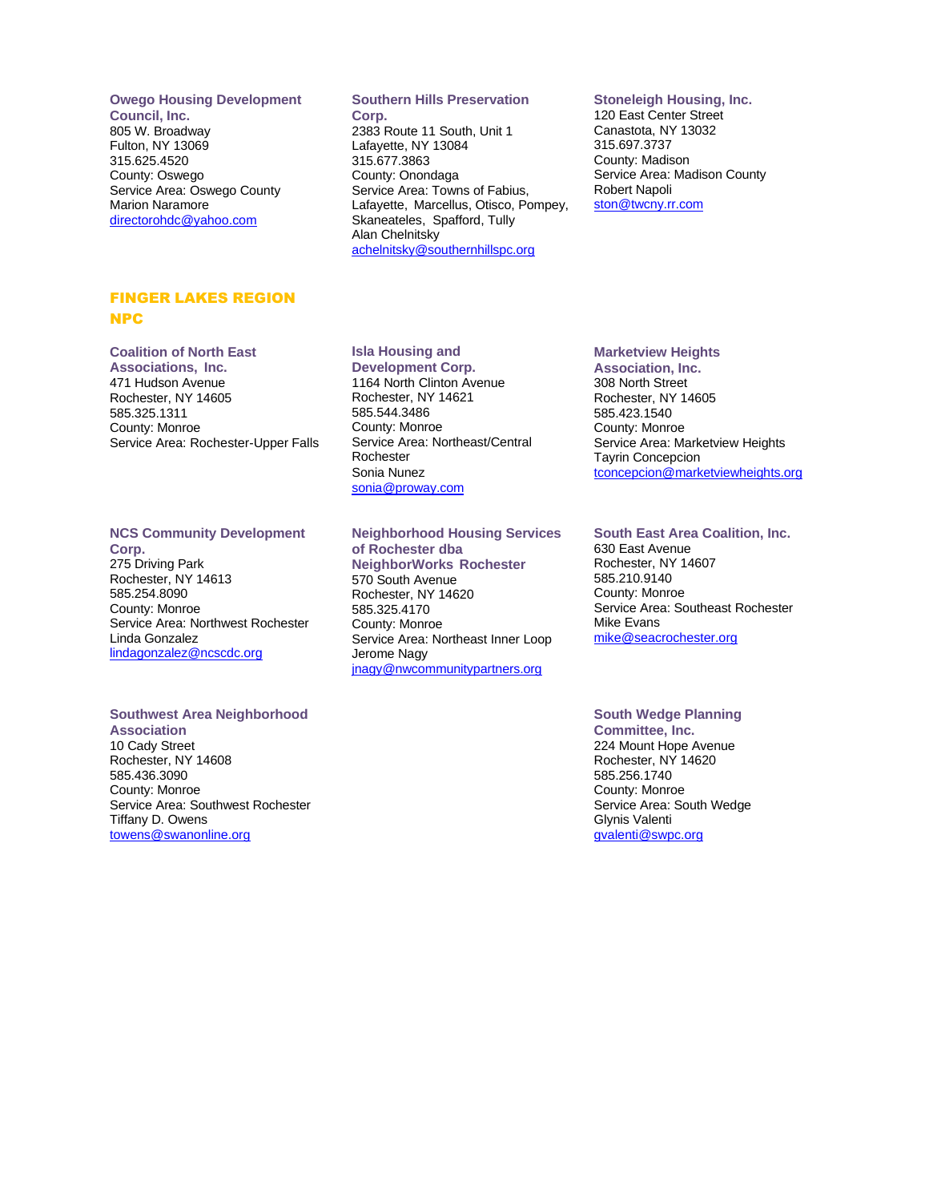**Owego Housing Development Council, Inc.**
805 W. Broadway
Fulton, NY 13069
315.625.4520
County: Oswego
Service Area: Oswego County
Marion Naramore
directorohdc@yahoo.com

**Southern Hills Preservation Corp.**
2383 Route 11 South, Unit 1
Lafayette, NY 13084
315.677.3863
County: Onondaga
Service Area: Towns of Fabius, Lafayette, Marcellus, Otisco, Pompey, Skaneateles, Spafford, Tully
Alan Chelnitsky
achelnitsky@southernhillspc.org

**Stoneleigh Housing, Inc.**
120 East Center Street
Canastota, NY 13032
315.697.3737
County: Madison
Service Area: Madison County
Robert Napoli
ston@twcny.rr.com

## FINGER LAKES REGION NPC

**Coalition of North East Associations, Inc.**
471 Hudson Avenue
Rochester, NY 14605
585.325.1311
County: Monroe
Service Area: Rochester-Upper Falls

**Isla Housing and Development Corp.**
1164 North Clinton Avenue
Rochester, NY 14621
585.544.3486
County: Monroe
Service Area: Northeast/Central Rochester
Sonia Nunez
sonia@proway.com

**Marketview Heights Association, Inc.**
308 North Street
Rochester, NY 14605
585.423.1540
County: Monroe
Service Area: Marketview Heights
Tayrin Concepcion
tconcepcion@marketviewheights.org

**NCS Community Development Corp.**
275 Driving Park
Rochester, NY 14613
585.254.8090
County: Monroe
Service Area: Northwest Rochester
Linda Gonzalez
lindagonzalez@ncscdc.org

**Neighborhood Housing Services of Rochester dba NeighborWorks Rochester**
570 South Avenue
Rochester, NY 14620
585.325.4170
County: Monroe
Service Area: Northeast Inner Loop
Jerome Nagy
jnagy@nwcommunitypartners.org

**South East Area Coalition, Inc.**
630 East Avenue
Rochester, NY 14607
585.210.9140
County: Monroe
Service Area: Southeast Rochester
Mike Evans
mike@seacrochester.org

**Southwest Area Neighborhood Association**
10 Cady Street
Rochester, NY 14608
585.436.3090
County: Monroe
Service Area: Southwest Rochester
Tiffany D. Owens
towens@swanonline.org

**South Wedge Planning Committee, Inc.**
224 Mount Hope Avenue
Rochester, NY 14620
585.256.1740
County: Monroe
Service Area: South Wedge
Glynis Valenti
gvalenti@swpc.org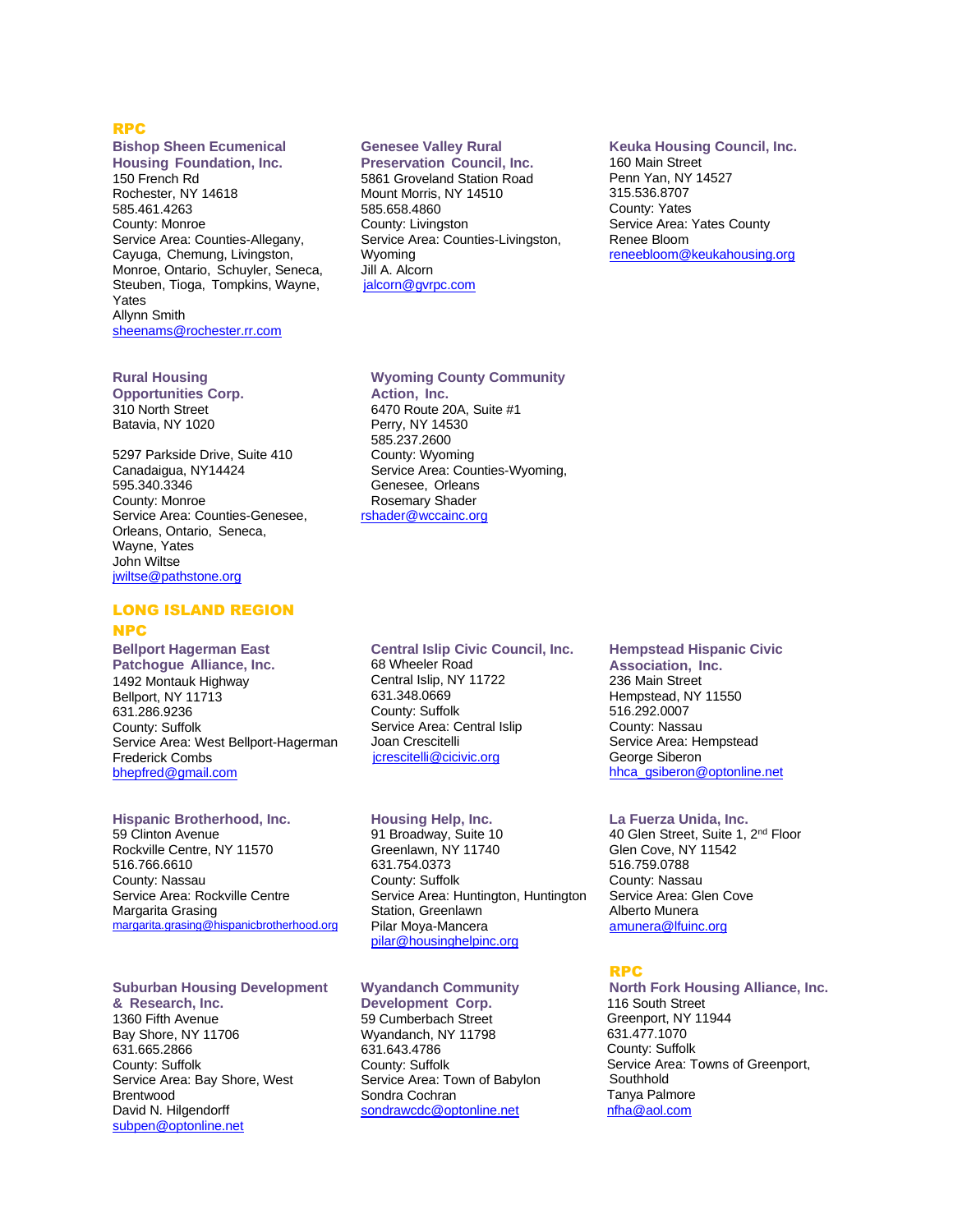## RPC

**Bishop Sheen Ecumenical Housing Foundation, Inc.**
150 French Rd
Rochester, NY 14618
585.461.4263
County: Monroe
Service Area: Counties-Allegany, Cayuga, Chemung, Livingston, Monroe, Ontario, Schuyler, Seneca, Steuben, Tioga, Tompkins, Wayne, Yates
Allynn Smith
sheenams@rochester.rr.com

**Genesee Valley Rural Preservation Council, Inc.**
5861 Groveland Station Road
Mount Morris, NY 14510
585.658.4860
County: Livingston
Service Area: Counties-Livingston, Wyoming
Jill A. Alcorn
jalcorn@gvrpc.com

**Keuka Housing Council, Inc.**
160 Main Street
Penn Yan, NY 14527
315.536.8707
County: Yates
Service Area: Yates County
Renee Bloom
reneebloom@keukahousing.org

**Rural Housing Opportunities Corp.**
310 North Street
Batavia, NY 1020

5297 Parkside Drive, Suite 410
Canadaigua, NY14424
595.340.3346
County: Monroe
Service Area: Counties-Genesee, Orleans, Ontario, Seneca, Wayne, Yates
John Wiltse
jwiltse@pathstone.org

**Wyoming County Community Action, Inc.**
6470 Route 20A, Suite #1
Perry, NY 14530
585.237.2600
County: Wyoming
Service Area: Counties-Wyoming, Genesee, Orleans
Rosemary Shader
rshader@wccainc.org

# LONG ISLAND REGION

## NPC

**Bellport Hagerman East Patchogue Alliance, Inc.**
1492 Montauk Highway
Bellport, NY 11713
631.286.9236
County: Suffolk
Service Area: West Bellport-Hagerman
Frederick Combs
bhepfred@gmail.com

**Central Islip Civic Council, Inc.**
68 Wheeler Road
Central Islip, NY 11722
631.348.0669
County: Suffolk
Service Area: Central Islip
Joan Crescitelli
jcrescitelli@cicivic.org

**Hempstead Hispanic Civic Association, Inc.**
236 Main Street
Hempstead, NY 11550
516.292.0007
County: Nassau
Service Area: Hempstead
George Siberon
hhca_gsiberon@optonline.net

**Hispanic Brotherhood, Inc.**
59 Clinton Avenue
Rockville Centre, NY 11570
516.766.6610
County: Nassau
Service Area: Rockville Centre
Margarita Grasing
margarita.grasing@hispanicbrotherhood.org

**Housing Help, Inc.**
91 Broadway, Suite 10
Greenlawn, NY 11740
631.754.0373
County: Suffolk
Service Area: Huntington, Huntington Station, Greenlawn
Pilar Moya-Mancera
pilar@housinghelpinc.org

**La Fuerza Unida, Inc.**
40 Glen Street, Suite 1, 2nd Floor
Glen Cove, NY 11542
516.759.0788
County: Nassau
Service Area: Glen Cove
Alberto Munera
amunera@lfuinc.org

**Suburban Housing Development & Research, Inc.**
1360 Fifth Avenue
Bay Shore, NY 11706
631.665.2866
County: Suffolk
Service Area: Bay Shore, West Brentwood
David N. Hilgendorff
subpen@optonline.net

**Wyandanch Community Development Corp.**
59 Cumberbach Street
Wyandanch, NY 11798
631.643.4786
County: Suffolk
Service Area: Town of Babylon
Sondra Cochran
sondrawcdc@optonline.net

## RPC

**North Fork Housing Alliance, Inc.**
116 South Street
Greenport, NY 11944
631.477.1070
County: Suffolk
Service Area: Towns of Greenport, Southhold
Tanya Palmore
nfha@aol.com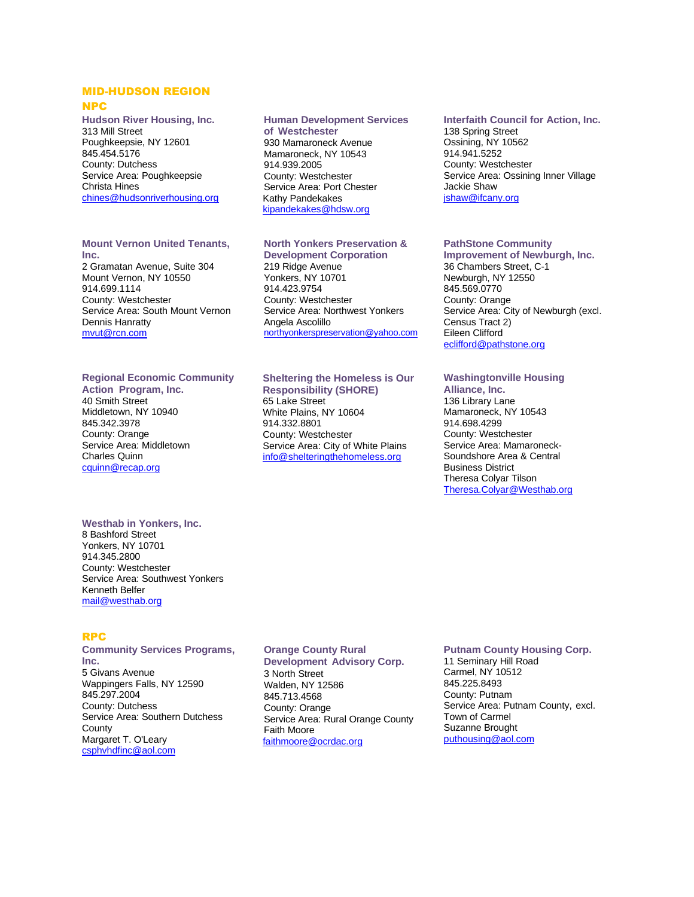## MID-HUDSON REGION

### NPC

**Hudson River Housing, Inc.**
313 Mill Street
Poughkeepsie, NY 12601
845.454.5176
County: Dutchess
Service Area: Poughkeepsie
Christa Hines
chines@hudsonriverhousing.org

**Human Development Services of Westchester**
930 Mamaroneck Avenue
Mamaroneck, NY 10543
914.939.2005
County: Westchester
Service Area: Port Chester
Kathy Pandekakes
kipandekakes@hdsw.org

**Interfaith Council for Action, Inc.**
138 Spring Street
Ossining, NY 10562
914.941.5252
County: Westchester
Service Area: Ossining Inner Village
Jackie Shaw
jshaw@ifcany.org

**Mount Vernon United Tenants, Inc.**
2 Gramatan Avenue, Suite 304
Mount Vernon, NY 10550
914.699.1114
County: Westchester
Service Area: South Mount Vernon
Dennis Hanratty
mvut@rcn.com

**North Yonkers Preservation & Development Corporation**
219 Ridge Avenue
Yonkers, NY 10701
914.423.9754
County: Westchester
Service Area: Northwest Yonkers
Angela Ascolillo
northyonkerspreservation@yahoo.com

**PathStone Community Improvement of Newburgh, Inc.**
36 Chambers Street, C-1
Newburgh, NY 12550
845.569.0770
County: Orange
Service Area: City of Newburgh (excl. Census Tract 2)
Eileen Clifford
eclifford@pathstone.org

**Regional Economic Community Action Program, Inc.**
40 Smith Street
Middletown, NY 10940
845.342.3978
County: Orange
Service Area: Middletown
Charles Quinn
cquinn@recap.org

**Sheltering the Homeless is Our Responsibility (SHORE)**
65 Lake Street
White Plains, NY 10604
914.332.8801
County: Westchester
Service Area: City of White Plains
info@shelteringthehomeless.org

**Washingtonville Housing Alliance, Inc.**
136 Library Lane
Mamaroneck, NY 10543
914.698.4299
County: Westchester
Service Area: Mamaroneck-Soundshore Area & Central Business District
Theresa Colyar Tilson
Theresa.Colyar@Westhab.org

**Westhab in Yonkers, Inc.**
8 Bashford Street
Yonkers, NY 10701
914.345.2800
County: Westchester
Service Area: Southwest Yonkers
Kenneth Belfer
mail@westhab.org

### RPC

**Community Services Programs, Inc.**
5 Givans Avenue
Wappingers Falls, NY 12590
845.297.2004
County: Dutchess
Service Area: Southern Dutchess County
Margaret T. O'Leary
csphvhdfinc@aol.com

**Orange County Rural Development Advisory Corp.**
3 North Street
Walden, NY 12586
845.713.4568
County: Orange
Service Area: Rural Orange County
Faith Moore
faithmoore@ocrdac.org

**Putnam County Housing Corp.**
11 Seminary Hill Road
Carmel, NY 10512
845.225.8493
County: Putnam
Service Area: Putnam County, excl. Town of Carmel
Suzanne Brought
puthousing@aol.com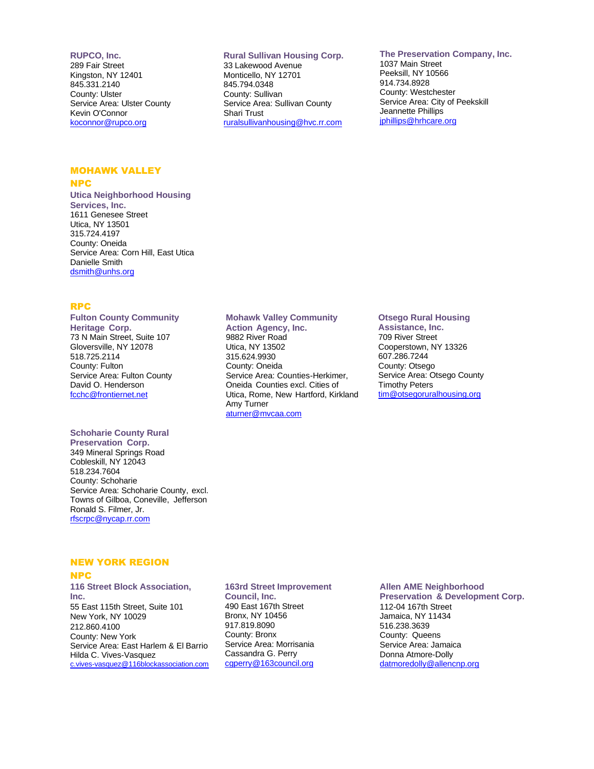**RUPCO, Inc.**
289 Fair Street
Kingston, NY 12401
845.331.2140
County: Ulster
Service Area: Ulster County
Kevin O'Connor
koconnor@rupco.org

**Rural Sullivan Housing Corp.**
33 Lakewood Avenue
Monticello, NY 12701
845.794.0348
County: Sullivan
Service Area: Sullivan County
Shari Trust
ruralsullivanhousing@hvc.rr.com

**The Preservation Company, Inc.**
1037 Main Street
Peeksill, NY 10566
914.734.8928
County: Westchester
Service Area: City of Peekskill
Jeannette Phillips
jphillips@hrhcare.org

## MOHAWK VALLEY

### NPC

**Utica Neighborhood Housing Services, Inc.**
1611 Genesee Street
Utica, NY 13501
315.724.4197
County: Oneida
Service Area: Corn Hill, East Utica
Danielle Smith
dsmith@unhs.org

### RPC

**Fulton County Community Heritage Corp.**
73 N Main Street, Suite 107
Gloversville, NY 12078
518.725.2114
County: Fulton
Service Area: Fulton County
David O. Henderson
fcchc@frontiernet.net

**Mohawk Valley Community Action Agency, Inc.**
9882 River Road
Utica, NY 13502
315.624.9930
County: Oneida
Service Area: Counties-Herkimer, Oneida Counties excl. Cities of Utica, Rome, New Hartford, Kirkland
Amy Turner
aturner@mvcaa.com

**Otsego Rural Housing Assistance, Inc.**
709 River Street
Cooperstown, NY 13326
607.286.7244
County: Otsego
Service Area: Otsego County
Timothy Peters
tim@otsegoruralhousing.org

**Schoharie County Rural Preservation Corp.**
349 Mineral Springs Road
Cobleskill, NY 12043
518.234.7604
County: Schoharie
Service Area: Schoharie County, excl. Towns of Gilboa, Coneville, Jefferson
Ronald S. Filmer, Jr.
rfscrpc@nycap.rr.com

## NEW YORK REGION

### NPC

**116 Street Block Association, Inc.**
55 East 115th Street, Suite 101
New York, NY 10029
212.860.4100
County: New York
Service Area: East Harlem & El Barrio
Hilda C. Vives-Vasquez
c.vives-vasquez@116blockassociation.com

**163rd Street Improvement Council, Inc.**
490 East 167th Street
Bronx, NY 10456
917.819.8090
County: Bronx
Service Area: Morrisania
Cassandra G. Perry
cgperry@163council.org

**Allen AME Neighborhood Preservation & Development Corp.**
112-04 167th Street
Jamaica, NY 11434
516.238.3639
County: Queens
Service Area: Jamaica
Donna Atmore-Dolly
datmoredolly@allencnp.org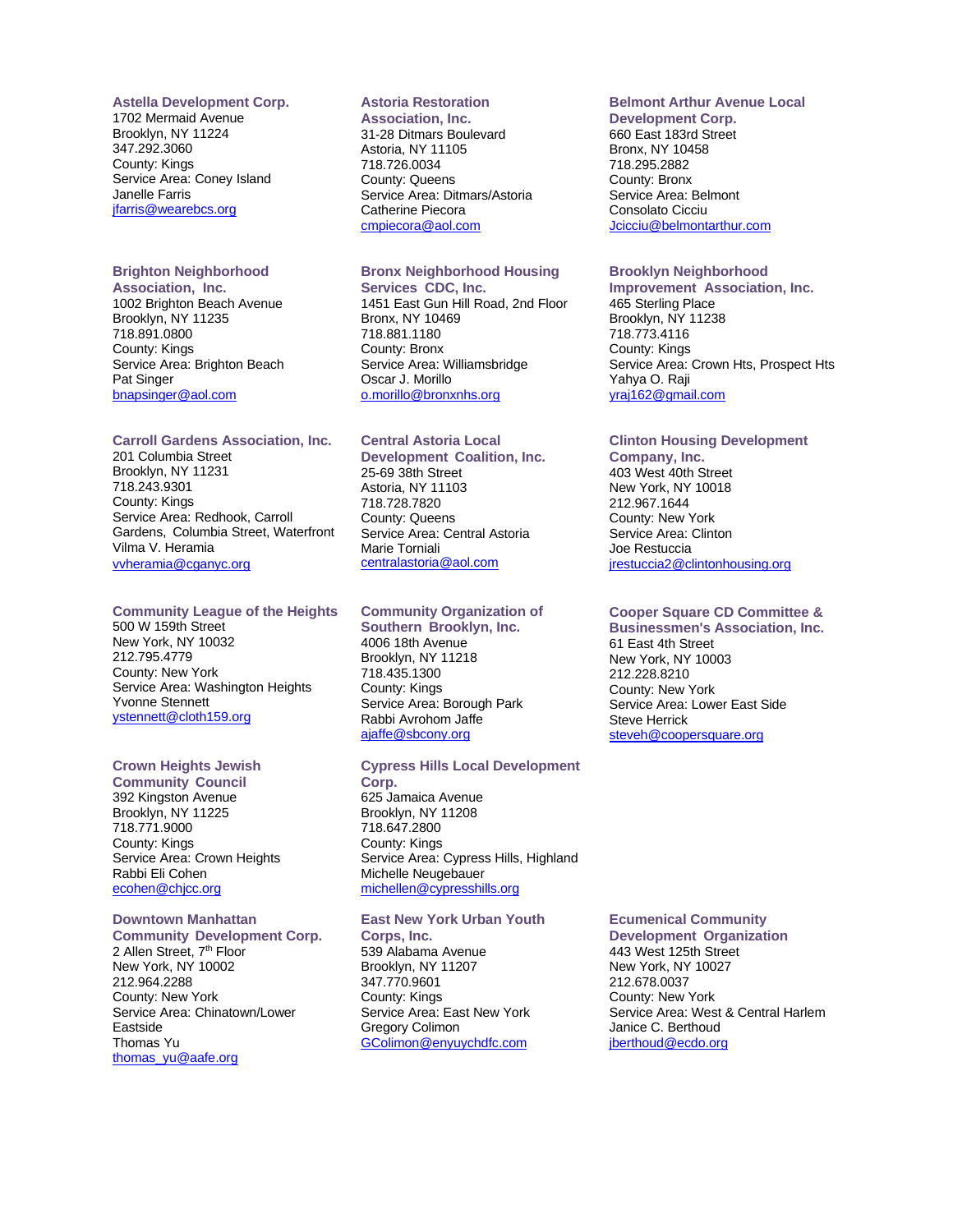**Astella Development Corp.**
1702 Mermaid Avenue
Brooklyn, NY 11224
347.292.3060
County: Kings
Service Area: Coney Island
Janelle Farris
jfarris@wearebcs.org

**Astoria Restoration Association, Inc.**
31-28 Ditmars Boulevard
Astoria, NY 11105
718.726.0034
County: Queens
Service Area: Ditmars/Astoria
Catherine Piecora
cmpiecora@aol.com

**Belmont Arthur Avenue Local Development Corp.**
660 East 183rd Street
Bronx, NY 10458
718.295.2882
County: Bronx
Service Area: Belmont
Consolato Cicciu
Jcicciu@belmontarthur.com

**Brighton Neighborhood Association, Inc.**
1002 Brighton Beach Avenue
Brooklyn, NY 11235
718.891.0800
County: Kings
Service Area: Brighton Beach
Pat Singer
bnapsinger@aol.com

**Bronx Neighborhood Housing Services CDC, Inc.**
1451 East Gun Hill Road, 2nd Floor
Bronx, NY 10469
718.881.1180
County: Bronx
Service Area: Williamsbridge
Oscar J. Morillo
o.morillo@bronxnhs.org

**Brooklyn Neighborhood Improvement Association, Inc.**
465 Sterling Place
Brooklyn, NY 11238
718.773.4116
County: Kings
Service Area: Crown Hts, Prospect Hts
Yahya O. Raji
yraj162@gmail.com

**Carroll Gardens Association, Inc.**
201 Columbia Street
Brooklyn, NY 11231
718.243.9301
County: Kings
Service Area: Redhook, Carroll Gardens, Columbia Street, Waterfront
Vilma V. Heramia
vvheramia@cganyc.org

**Central Astoria Local Development Coalition, Inc.**
25-69 38th Street
Astoria, NY 11103
718.728.7820
County: Queens
Service Area: Central Astoria
Marie Torniali
centralastoria@aol.com

**Clinton Housing Development Company, Inc.**
403 West 40th Street
New York, NY 10018
212.967.1644
County: New York
Service Area: Clinton
Joe Restuccia
jrestuccia2@clintonhousing.org

**Community League of the Heights**
500 W 159th Street
New York, NY 10032
212.795.4779
County: New York
Service Area: Washington Heights
Yvonne Stennett
ystennett@cloth159.org

**Community Organization of Southern Brooklyn, Inc.**
4006 18th Avenue
Brooklyn, NY 11218
718.435.1300
County: Kings
Service Area: Borough Park
Rabbi Avrohom Jaffe
ajaffe@sbcony.org

**Cooper Square CD Committee & Businessmen's Association, Inc.**
61 East 4th Street
New York, NY 10003
212.228.8210
County: New York
Service Area: Lower East Side
Steve Herrick
steveh@coopersquare.org

**Crown Heights Jewish Community Council**
392 Kingston Avenue
Brooklyn, NY 11225
718.771.9000
County: Kings
Service Area: Crown Heights
Rabbi Eli Cohen
ecohen@chjcc.org

**Cypress Hills Local Development Corp.**
625 Jamaica Avenue
Brooklyn, NY 11208
718.647.2800
County: Kings
Service Area: Cypress Hills, Highland
Michelle Neugebauer
michellen@cypresshills.org

**Downtown Manhattan Community Development Corp.**
2 Allen Street, 7th Floor
New York, NY 10002
212.964.2288
County: New York
Service Area: Chinatown/Lower Eastside
Thomas Yu
thomas_yu@aafe.org

**East New York Urban Youth Corps, Inc.**
539 Alabama Avenue
Brooklyn, NY 11207
347.770.9601
County: Kings
Service Area: East New York
Gregory Colimon
GColimon@enyuychdfc.com

**Ecumenical Community Development Organization**
443 West 125th Street
New York, NY 10027
212.678.0037
County: New York
Service Area: West & Central Harlem
Janice C. Berthoud
jberthoud@ecdo.org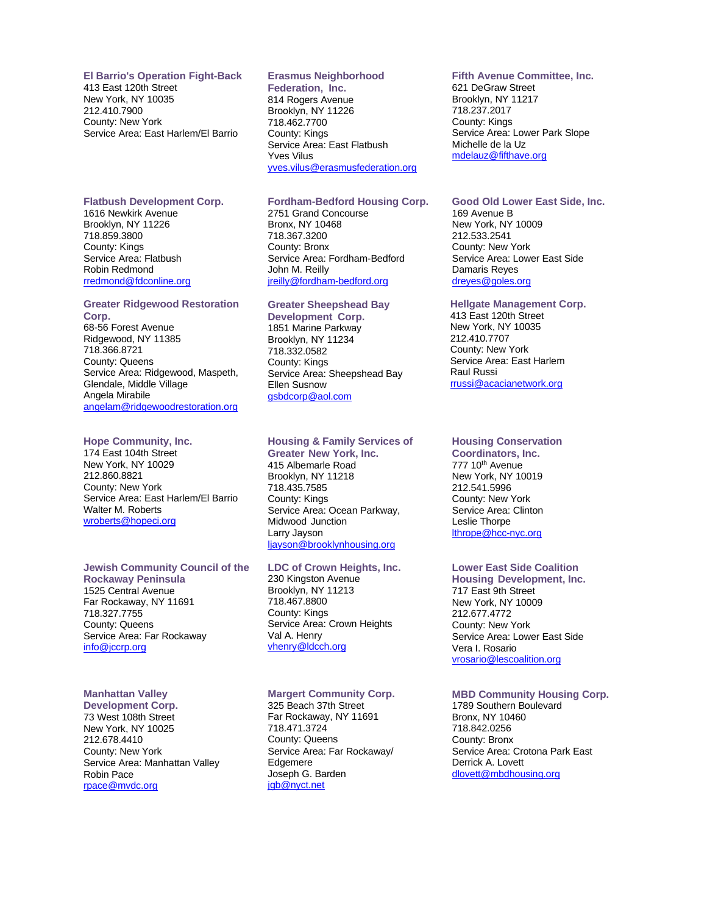**El Barrio's Operation Fight-Back**
413 East 120th Street
New York, NY 10035
212.410.7900
County: New York
Service Area: East Harlem/El Barrio

**Erasmus Neighborhood Federation, Inc.**
814 Rogers Avenue
Brooklyn, NY 11226
718.462.7700
County: Kings
Service Area: East Flatbush
Yves Vilus
yves.vilus@erasmusfederation.org

**Fifth Avenue Committee, Inc.**
621 DeGraw Street
Brooklyn, NY 11217
718.237.2017
County: Kings
Service Area: Lower Park Slope
Michelle de la Uz
mdelauz@fifthave.org

**Flatbush Development Corp.**
1616 Newkirk Avenue
Brooklyn, NY 11226
718.859.3800
County: Kings
Service Area: Flatbush
Robin Redmond
rredmond@fdconline.org

**Fordham-Bedford Housing Corp.**
2751 Grand Concourse
Bronx, NY 10468
718.367.3200
County: Bronx
Service Area: Fordham-Bedford
John M. Reilly
jreilly@fordham-bedford.org

**Good Old Lower East Side, Inc.**
169 Avenue B
New York, NY 10009
212.533.2541
County: New York
Service Area: Lower East Side
Damaris Reyes
dreyes@goles.org

**Greater Ridgewood Restoration Corp.**
68-56 Forest Avenue
Ridgewood, NY 11385
718.366.8721
County: Queens
Service Area: Ridgewood, Maspeth, Glendale, Middle Village
Angela Mirabile
angelam@ridgewoodrestoration.org

**Greater Sheepshead Bay Development Corp.**
1851 Marine Parkway
Brooklyn, NY 11234
718.332.0582
County: Kings
Service Area: Sheepshead Bay
Ellen Susnow
gsbdcorp@aol.com

**Hellgate Management Corp.**
413 East 120th Street
New York, NY 10035
212.410.7707
County: New York
Service Area: East Harlem
Raul Russi
rrussi@acacianetwork.org

**Hope Community, Inc.**
174 East 104th Street
New York, NY 10029
212.860.8821
County: New York
Service Area: East Harlem/El Barrio
Walter M. Roberts
wroberts@hopeci.org

**Housing & Family Services of Greater New York, Inc.**
415 Albemarle Road
Brooklyn, NY 11218
718.435.7585
County: Kings
Service Area: Ocean Parkway, Midwood Junction
Larry Jayson
ljayson@brooklynhousing.org

**Housing Conservation Coordinators, Inc.**
777 10th Avenue
New York, NY 10019
212.541.5996
County: New York
Service Area: Clinton
Leslie Thorpe
lthrope@hcc-nyc.org

**Jewish Community Council of the Rockaway Peninsula**
1525 Central Avenue
Far Rockaway, NY 11691
718.327.7755
County: Queens
Service Area: Far Rockaway
info@jccrp.org

**LDC of Crown Heights, Inc.**
230 Kingston Avenue
Brooklyn, NY 11213
718.467.8800
County: Kings
Service Area: Crown Heights
Val A. Henry
vhenry@ldcch.org

**Lower East Side Coalition Housing Development, Inc.**
717 East 9th Street
New York, NY 10009
212.677.4772
County: New York
Service Area: Lower East Side
Vera I. Rosario
vrosario@lescoalition.org

**Manhattan Valley Development Corp.**
73 West 108th Street
New York, NY 10025
212.678.4410
County: New York
Service Area: Manhattan Valley
Robin Pace
rpace@mvdc.org

**Margert Community Corp.**
325 Beach 37th Street
Far Rockaway, NY 11691
718.471.3724
County: Queens
Service Area: Far Rockaway/ Edgemere
Joseph G. Barden
jgb@nyct.net

**MBD Community Housing Corp.**
1789 Southern Boulevard
Bronx, NY 10460
718.842.0256
County: Bronx
Service Area: Crotona Park East
Derrick A. Lovett
dlovett@mbdhousing.org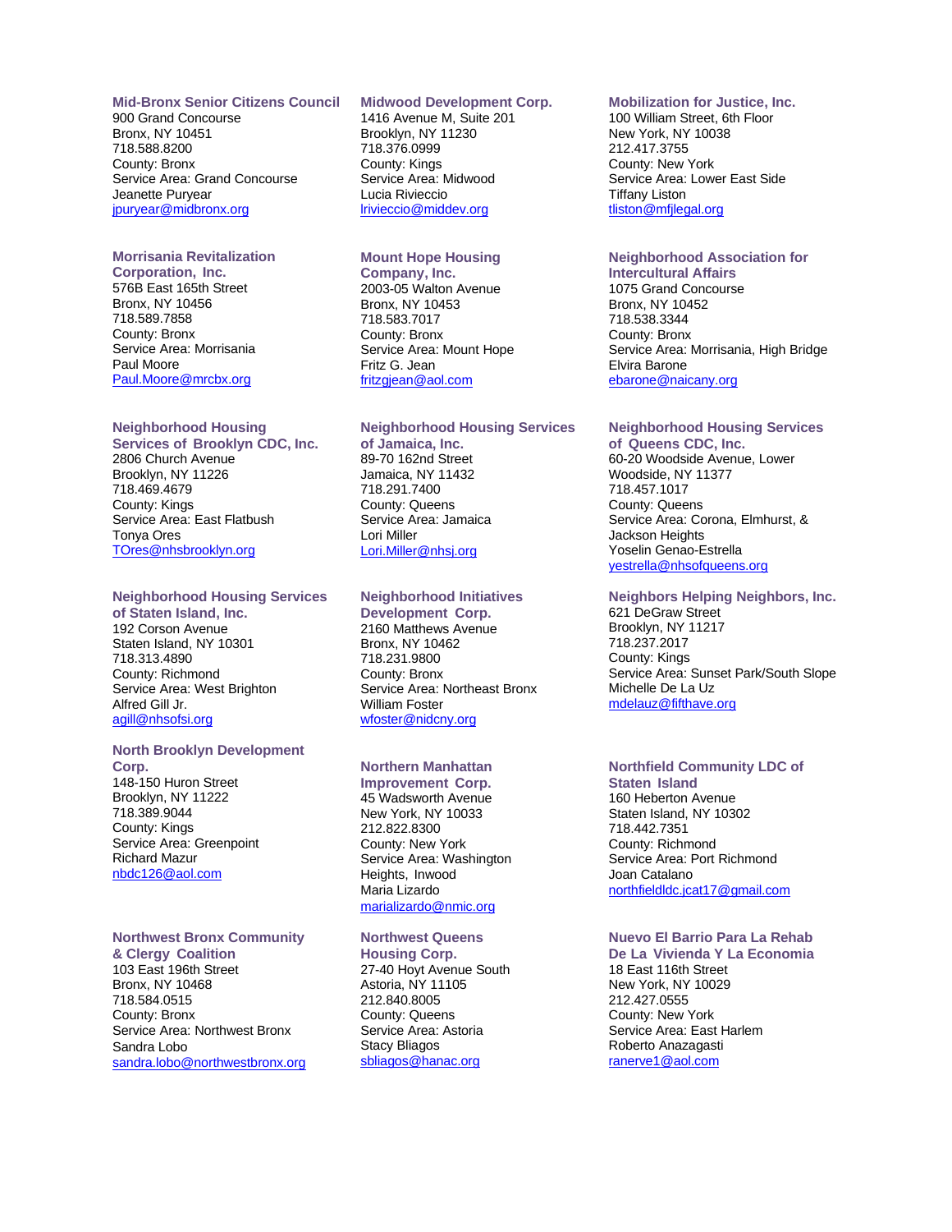**Mid-Bronx Senior Citizens Council**
900 Grand Concourse
Bronx, NY 10451
718.588.8200
County: Bronx
Service Area: Grand Concourse
Jeanette Puryear
jpuryear@midbronx.org

**Midwood Development Corp.**
1416 Avenue M, Suite 201
Brooklyn, NY 11230
718.376.0999
County: Kings
Service Area: Midwood
Lucia Rivieccio
lrivieccio@middev.org

**Mobilization for Justice, Inc.**
100 William Street, 6th Floor
New York, NY 10038
212.417.3755
County: New York
Service Area: Lower East Side
Tiffany Liston
tliston@mfjlegal.org

**Morrisania Revitalization Corporation, Inc.**
576B East 165th Street
Bronx, NY 10456
718.589.7858
County: Bronx
Service Area: Morrisania
Paul Moore
Paul.Moore@mrcbx.org

**Mount Hope Housing Company, Inc.**
2003-05 Walton Avenue
Bronx, NY 10453
718.583.7017
County: Bronx
Service Area: Mount Hope
Fritz G. Jean
fritzgjean@aol.com

**Neighborhood Association for Intercultural Affairs**
1075 Grand Concourse
Bronx, NY 10452
718.538.3344
County: Bronx
Service Area: Morrisania, High Bridge
Elvira Barone
ebarone@naicany.org

**Neighborhood Housing Services of Brooklyn CDC, Inc.**
2806 Church Avenue
Brooklyn, NY 11226
718.469.4679
County: Kings
Service Area: East Flatbush
Tonya Ores
TOres@nhsbrooklyn.org

**Neighborhood Housing Services of Jamaica, Inc.**
89-70 162nd Street
Jamaica, NY 11432
718.291.7400
County: Queens
Service Area: Jamaica
Lori Miller
Lori.Miller@nhsj.org

**Neighborhood Housing Services of Queens CDC, Inc.**
60-20 Woodside Avenue, Lower
Woodside, NY 11377
718.457.1017
County: Queens
Service Area: Corona, Elmhurst, & Jackson Heights
Yoselin Genao-Estrella
yestrella@nhsofqueens.org

**Neighborhood Housing Services of Staten Island, Inc.**
192 Corson Avenue
Staten Island, NY 10301
718.313.4890
County: Richmond
Service Area: West Brighton
Alfred Gill Jr.
agill@nhsofsi.org

**Neighborhood Initiatives Development Corp.**
2160 Matthews Avenue
Bronx, NY 10462
718.231.9800
County: Bronx
Service Area: Northeast Bronx
William Foster
wfoster@nidcny.org

**Neighbors Helping Neighbors, Inc.**
621 DeGraw Street
Brooklyn, NY 11217
718.237.2017
County: Kings
Service Area: Sunset Park/South Slope
Michelle De La Uz
mdelauz@fifthave.org

**North Brooklyn Development Corp.**
148-150 Huron Street
Brooklyn, NY 11222
718.389.9044
County: Kings
Service Area: Greenpoint
Richard Mazur
nbdc126@aol.com

**Northern Manhattan Improvement Corp.**
45 Wadsworth Avenue
New York, NY 10033
212.822.8300
County: New York
Service Area: Washington Heights, Inwood
Maria Lizardo
marializardo@nmic.org

**Northfield Community LDC of Staten Island**
160 Heberton Avenue
Staten Island, NY 10302
718.442.7351
County: Richmond
Service Area: Port Richmond
Joan Catalano
northfieldldc.jcat17@gmail.com

**Northwest Bronx Community & Clergy Coalition**
103 East 196th Street
Bronx, NY 10468
718.584.0515
County: Bronx
Service Area: Northwest Bronx
Sandra Lobo
sandra.lobo@northwestbronx.org

**Northwest Queens Housing Corp.**
27-40 Hoyt Avenue South
Astoria, NY 11105
212.840.8005
County: Queens
Service Area: Astoria
Stacy Bliagos
sbliagos@hanac.org

**Nuevo El Barrio Para La Rehab De La Vivienda Y La Economia**
18 East 116th Street
New York, NY 10029
212.427.0555
County: New York
Service Area: East Harlem
Roberto Anazagasti
ranerve1@aol.com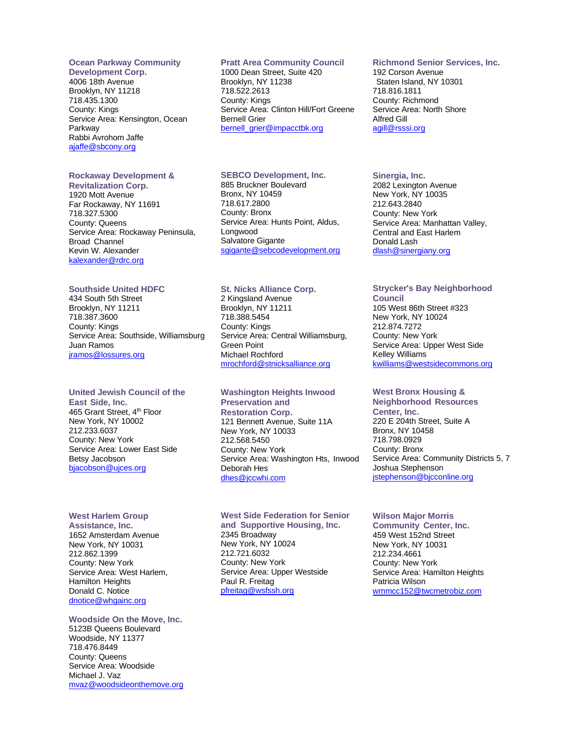**Ocean Parkway Community Development Corp.**
4006 18th Avenue
Brooklyn, NY 11218
718.435.1300
County: Kings
Service Area: Kensington, Ocean Parkway
Rabbi Avrohom Jaffe
ajaffe@sbcony.org

**Pratt Area Community Council**
1000 Dean Street, Suite 420
Brooklyn, NY 11238
718.522.2613
County: Kings
Service Area: Clinton Hill/Fort Greene
Bernell Grier
bernell_grier@impacctbk.org

**Richmond Senior Services, Inc.**
192 Corson Avenue
Staten Island, NY 10301
718.816.1811
County: Richmond
Service Area: North Shore
Alfred Gill
agill@rsssi.org

**Rockaway Development & Revitalization Corp.**
1920 Mott Avenue
Far Rockaway, NY 11691
718.327.5300
County: Queens
Service Area: Rockaway Peninsula, Broad Channel
Kevin W. Alexander
kalexander@rdrc.org

**SEBCO Development, Inc.**
885 Bruckner Boulevard
Bronx, NY 10459
718.617.2800
County: Bronx
Service Area: Hunts Point, Aldus, Longwood
Salvatore Gigante
sgigante@sebcodevelopment.org

**Sinergia, Inc.**
2082 Lexington Avenue
New York, NY 10035
212.643.2840
County: New York
Service Area: Manhattan Valley, Central and East Harlem
Donald Lash
dlash@sinergiany.org

**Southside United HDFC**
434 South 5th Street
Brooklyn, NY 11211
718.387.3600
County: Kings
Service Area: Southside, Williamsburg
Juan Ramos
jramos@lossures.org

**St. Nicks Alliance Corp.**
2 Kingsland Avenue
Brooklyn, NY 11211
718.388.5454
County: Kings
Service Area: Central Williamsburg, Green Point
Michael Rochford
mrochford@stnicksalliance.org

**Strycker's Bay Neighborhood Council**
105 West 86th Street #323
New York, NY 10024
212.874.7272
County: New York
Service Area: Upper West Side
Kelley Williams
kwilliams@westsidecommons.org

**United Jewish Council of the East Side, Inc.**
465 Grant Street, 4th Floor
New York, NY 10002
212.233.6037
County: New York
Service Area: Lower East Side
Betsy Jacobson
bjacobson@ujces.org

**Washington Heights Inwood Preservation and Restoration Corp.**
121 Bennett Avenue, Suite 11A
New York, NY 10033
212.568.5450
County: New York
Service Area: Washington Hts, Inwood
Deborah Hes
dhes@jccwhi.com

**West Bronx Housing & Neighborhood Resources Center, Inc.**
220 E 204th Street, Suite A
Bronx, NY 10458
718.798.0929
County: Bronx
Service Area: Community Districts 5, 7
Joshua Stephenson
jstephenson@bjcconline.org

**West Harlem Group Assistance, Inc.**
1652 Amsterdam Avenue
New York, NY 10031
212.862.1399
County: New York
Service Area: West Harlem, Hamilton Heights
Donald C. Notice
dnotice@whgainc.org

**West Side Federation for Senior and Supportive Housing, Inc.**
2345 Broadway
New York, NY 10024
212.721.6032
County: New York
Service Area: Upper Westside
Paul R. Freitag
pfreitag@wsfssh.org

**Wilson Major Morris Community Center, Inc.**
459 West 152nd Street
New York, NY 10031
212.234.4661
County: New York
Service Area: Hamilton Heights
Patricia Wilson
wmmcc152@twcmetrobiz.com

**Woodside On the Move, Inc.**
5123B Queens Boulevard
Woodside, NY 11377
718.476.8449
County: Queens
Service Area: Woodside
Michael J. Vaz
mvaz@woodsideonthemove.org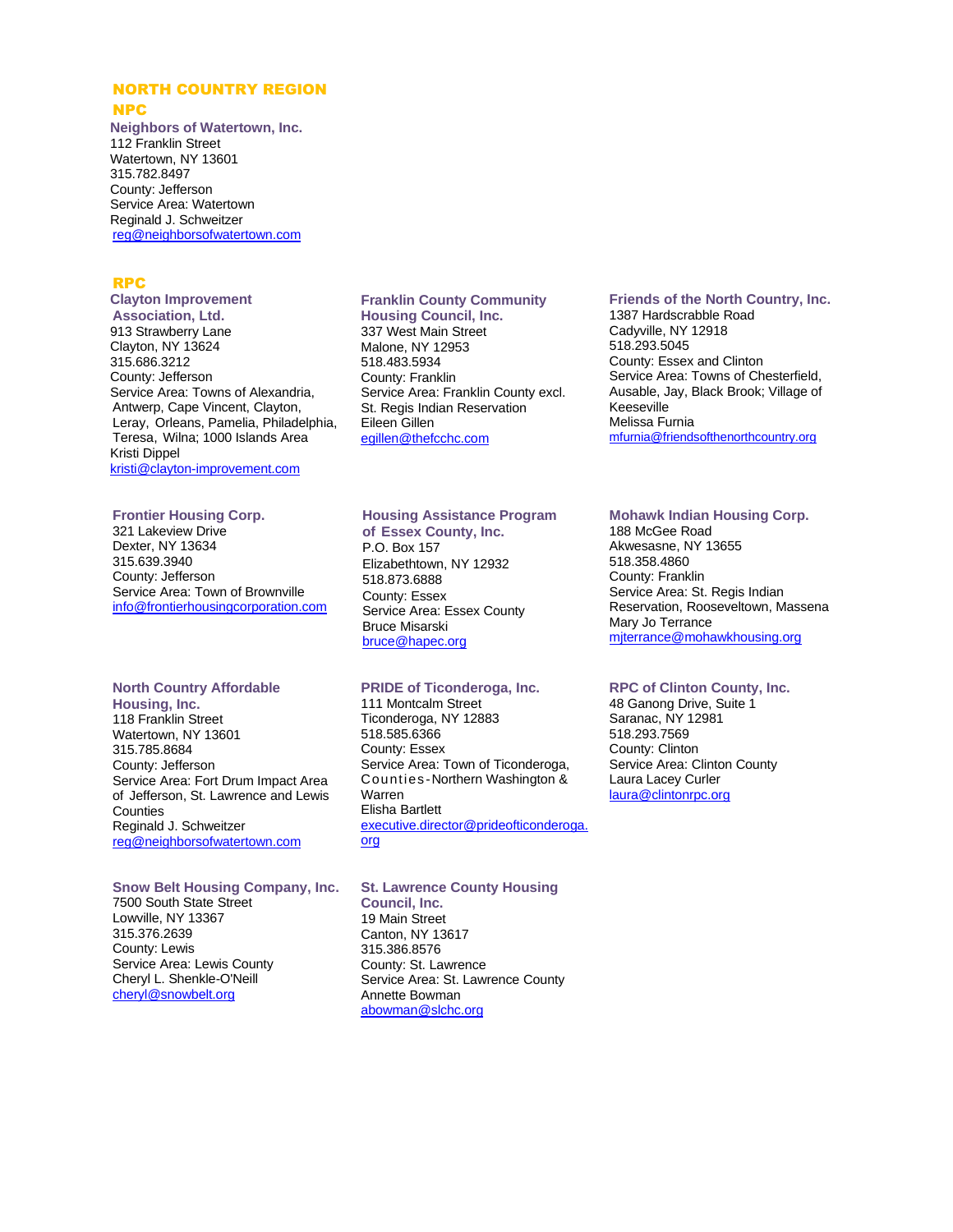# NORTH COUNTRY REGION

## NPC

**Neighbors of Watertown, Inc.**
112 Franklin Street
Watertown, NY 13601
315.782.8497
County: Jefferson
Service Area: Watertown
Reginald J. Schweitzer
reg@neighborsofwatertown.com

## RPC

**Clayton Improvement Association, Ltd.**
913 Strawberry Lane
Clayton, NY 13624
315.686.3212
County: Jefferson
Service Area: Towns of Alexandria, Antwerp, Cape Vincent, Clayton, Leray, Orleans, Pamelia, Philadelphia, Teresa, Wilna; 1000 Islands Area
Kristi Dippel
kristi@clayton-improvement.com

**Franklin County Community Housing Council, Inc.**
337 West Main Street
Malone, NY 12953
518.483.5934
County: Franklin
Service Area: Franklin County excl. St. Regis Indian Reservation
Eileen Gillen
egillen@thefcchc.com

**Friends of the North Country, Inc.**
1387 Hardscrabble Road
Cadyville, NY 12918
518.293.5045
County: Essex and Clinton
Service Area: Towns of Chesterfield, Ausable, Jay, Black Brook; Village of Keeseville
Melissa Furnia
mfurnia@friendsofthenorthcountry.org

**Frontier Housing Corp.**
321 Lakeview Drive
Dexter, NY 13634
315.639.3940
County: Jefferson
Service Area: Town of Brownville
info@frontierhousingcorporation.com

**Housing Assistance Program of Essex County, Inc.**
P.O. Box 157
Elizabethtown, NY 12932
518.873.6888
County: Essex
Service Area: Essex County
Bruce Misarski
bruce@hapec.org

**Mohawk Indian Housing Corp.**
188 McGee Road
Akwesasne, NY 13655
518.358.4860
County: Franklin
Service Area: St. Regis Indian Reservation, Rooseveltown, Massena
Mary Jo Terrance
mjterrance@mohawkhousing.org

**North Country Affordable Housing, Inc.**
118 Franklin Street
Watertown, NY 13601
315.785.8684
County: Jefferson
Service Area: Fort Drum Impact Area of Jefferson, St. Lawrence and Lewis Counties
Reginald J. Schweitzer
reg@neighborsofwatertown.com

**PRIDE of Ticonderoga, Inc.**
111 Montcalm Street
Ticonderoga, NY 12883
518.585.6366
County: Essex
Service Area: Town of Ticonderoga, Counties-Northern Washington & Warren
Elisha Bartlett
executive.director@prideofticonderoga.org

**RPC of Clinton County, Inc.**
48 Ganong Drive, Suite 1
Saranac, NY 12981
518.293.7569
County: Clinton
Service Area: Clinton County
Laura Lacey Curler
laura@clintonrpc.org

**Snow Belt Housing Company, Inc.**
7500 South State Street
Lowville, NY 13367
315.376.2639
County: Lewis
Service Area: Lewis County
Cheryl L. Shenkle-O'Neill
cheryl@snowbelt.org

**St. Lawrence County Housing Council, Inc.**
19 Main Street
Canton, NY 13617
315.386.8576
County: St. Lawrence
Service Area: St. Lawrence County
Annette Bowman
abowman@slchc.org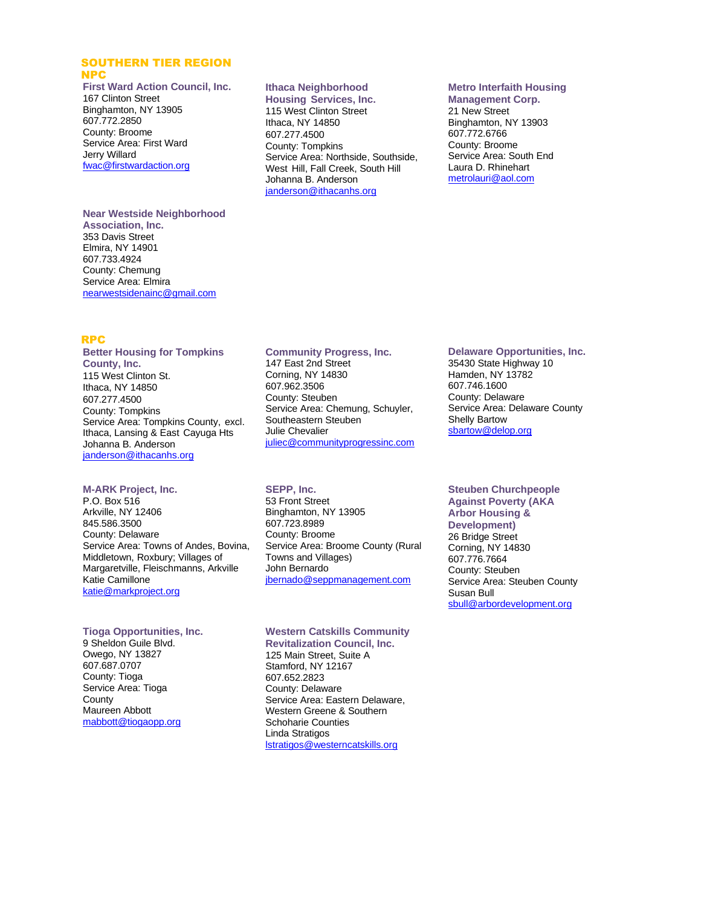## SOUTHERN TIER REGION

### NPC

**First Ward Action Council, Inc.**
167 Clinton Street
Binghamton, NY 13905
607.772.2850
County: Broome
Service Area: First Ward
Jerry Willard
fwac@firstwardaction.org

**Ithaca Neighborhood Housing Services, Inc.**
115 West Clinton Street
Ithaca, NY 14850
607.277.4500
County: Tompkins
Service Area: Northside, Southside, West Hill, Fall Creek, South Hill
Johanna B. Anderson
janderson@ithacanhs.org

**Metro Interfaith Housing Management Corp.**
21 New Street
Binghamton, NY 13903
607.772.6766
County: Broome
Service Area: South End
Laura D. Rhinehart
metrolauri@aol.com

**Near Westside Neighborhood Association, Inc.**
353 Davis Street
Elmira, NY 14901
607.733.4924
County: Chemung
Service Area: Elmira
nearwestsidenainc@gmail.com

### RPC

**Better Housing for Tompkins County, Inc.**
115 West Clinton St.
Ithaca, NY 14850
607.277.4500
County: Tompkins
Service Area: Tompkins County, excl. Ithaca, Lansing & East Cayuga Hts
Johanna B. Anderson
janderson@ithacanhs.org

**Community Progress, Inc.**
147 East 2nd Street
Corning, NY 14830
607.962.3506
County: Steuben
Service Area: Chemung, Schuyler, Southeastern Steuben
Julie Chevalier
juliec@communityprogressinc.com

**Delaware Opportunities, Inc.**
35430 State Highway 10
Hamden, NY 13782
607.746.1600
County: Delaware
Service Area: Delaware County
Shelly Bartow
sbartow@delop.org

**M-ARK Project, Inc.**
P.O. Box 516
Arkville, NY 12406
845.586.3500
County: Delaware
Service Area: Towns of Andes, Bovina, Middletown, Roxbury; Villages of Margaretville, Fleischmanns, Arkville
Katie Camillone
katie@markproject.org

**SEPP, Inc.**
53 Front Street
Binghamton, NY 13905
607.723.8989
County: Broome
Service Area: Broome County (Rural Towns and Villages)
John Bernardo
jbernado@seppmanagement.com

**Steuben Churchpeople Against Poverty (AKA Arbor Housing & Development)**
26 Bridge Street
Corning, NY 14830
607.776.7664
County: Steuben
Service Area: Steuben County
Susan Bull
sbull@arbordevelopment.org

**Tioga Opportunities, Inc.**
9 Sheldon Guile Blvd.
Owego, NY 13827
607.687.0707
County: Tioga
Service Area: Tioga County
Maureen Abbott
mabbott@tiogaopp.org

**Western Catskills Community Revitalization Council, Inc.**
125 Main Street, Suite A
Stamford, NY 12167
607.652.2823
County: Delaware
Service Area: Eastern Delaware, Western Greene & Southern Schoharie Counties
Linda Stratigos
lstratigos@westerncatskills.org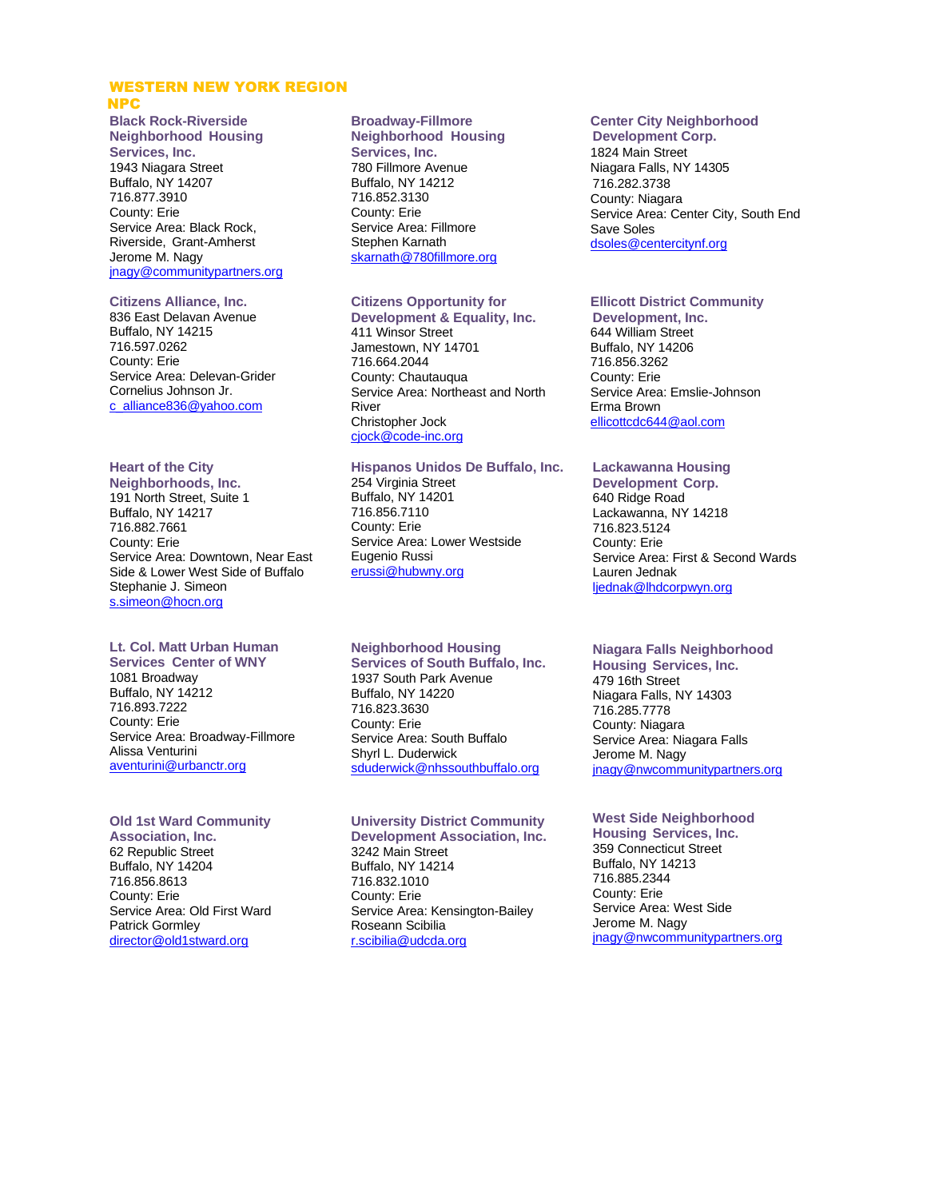## WESTERN NEW YORK REGION

### NPC

**Black Rock-Riverside Neighborhood Housing Services, Inc.**
1943 Niagara Street
Buffalo, NY 14207
716.877.3910
County: Erie
Service Area: Black Rock, Riverside, Grant-Amherst
Jerome M. Nagy
jnagy@communitypartners.org

**Broadway-Fillmore Neighborhood Housing Services, Inc.**
780 Fillmore Avenue
Buffalo, NY 14212
716.852.3130
County: Erie
Service Area: Fillmore
Stephen Karnath
skarnath@780fillmore.org

**Center City Neighborhood Development Corp.**
1824 Main Street
Niagara Falls, NY 14305
716.282.3738
County: Niagara
Service Area: Center City, South End
Save Soles
dsoles@centercitynf.org

**Citizens Alliance, Inc.**
836 East Delavan Avenue
Buffalo, NY 14215
716.597.0262
County: Erie
Service Area: Delevan-Grider
Cornelius Johnson Jr.
c_alliance836@yahoo.com

**Citizens Opportunity for Development & Equality, Inc.**
411 Winsor Street
Jamestown, NY 14701
716.664.2044
County: Chautauqua
Service Area: Northeast and North River
Christopher Jock
cjock@code-inc.org

**Ellicott District Community Development, Inc.**
644 William Street
Buffalo, NY 14206
716.856.3262
County: Erie
Service Area: Emslie-Johnson
Erma Brown
ellicottcdc644@aol.com

**Heart of the City Neighborhoods, Inc.**
191 North Street, Suite 1
Buffalo, NY 14217
716.882.7661
County: Erie
Service Area: Downtown, Near East Side & Lower West Side of Buffalo
Stephanie J. Simeon
s.simeon@hocn.org

**Hispanos Unidos De Buffalo, Inc.**
254 Virginia Street
Buffalo, NY 14201
716.856.7110
County: Erie
Service Area: Lower Westside
Eugenio Russi
erussi@hubwny.org

**Lackawanna Housing Development Corp.**
640 Ridge Road
Lackawanna, NY 14218
716.823.5124
County: Erie
Service Area: First & Second Wards
Lauren Jednak
ljednak@lhdcorpwyn.org

**Lt. Col. Matt Urban Human Services Center of WNY**
1081 Broadway
Buffalo, NY 14212
716.893.7222
County: Erie
Service Area: Broadway-Fillmore
Alissa Venturini
aventurini@urbanctr.org

**Neighborhood Housing Services of South Buffalo, Inc.**
1937 South Park Avenue
Buffalo, NY 14220
716.823.3630
County: Erie
Service Area: South Buffalo
Shyrl L. Duderwick
sduderwick@nhssouthbuffalo.org

**Niagara Falls Neighborhood Housing Services, Inc.**
479 16th Street
Niagara Falls, NY 14303
716.285.7778
County: Niagara
Service Area: Niagara Falls
Jerome M. Nagy
jnagy@nwcommunitypartners.org

**Old 1st Ward Community Association, Inc.**
62 Republic Street
Buffalo, NY 14204
716.856.8613
County: Erie
Service Area: Old First Ward
Patrick Gormley
director@old1stward.org

**University District Community Development Association, Inc.**
3242 Main Street
Buffalo, NY 14214
716.832.1010
County: Erie
Service Area: Kensington-Bailey
Roseann Scibilia
r.scibilia@udcda.org

**West Side Neighborhood Housing Services, Inc.**
359 Connecticut Street
Buffalo, NY 14213
716.885.2344
County: Erie
Service Area: West Side
Jerome M. Nagy
jnagy@nwcommunitypartners.org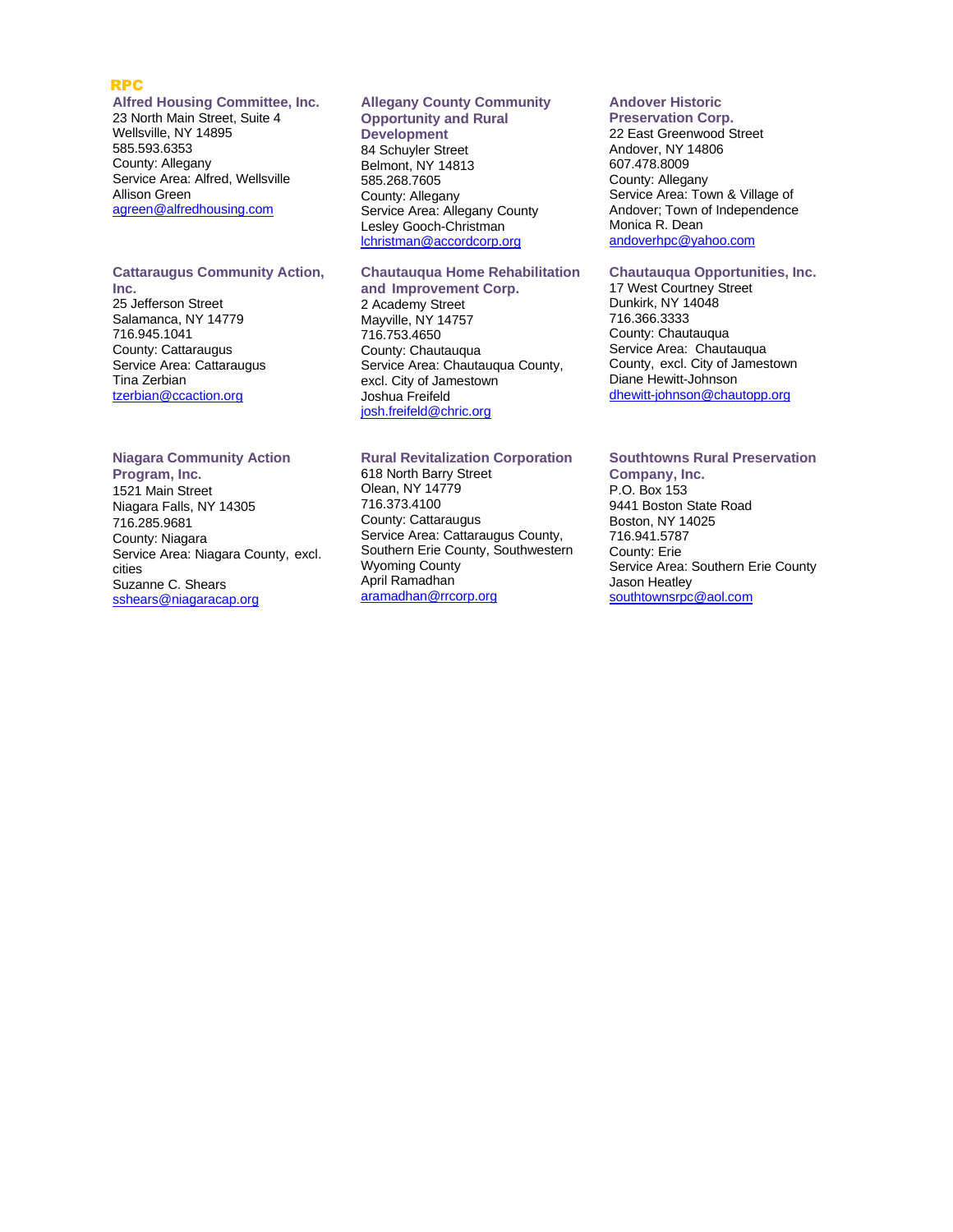## RPC

**Alfred Housing Committee, Inc.**
23 North Main Street, Suite 4
Wellsville, NY 14895
585.593.6353
County: Allegany
Service Area: Alfred, Wellsville
Allison Green
agreen@alfredhousing.com

**Allegany County Community Opportunity and Rural Development**
84 Schuyler Street
Belmont, NY 14813
585.268.7605
County: Allegany
Service Area: Allegany County
Lesley Gooch-Christman
lchristman@accordcorp.org

**Andover Historic Preservation Corp.**
22 East Greenwood Street
Andover, NY 14806
607.478.8009
County: Allegany
Service Area: Town & Village of Andover; Town of Independence
Monica R. Dean
andoverhpc@yahoo.com

**Cattaraugus Community Action, Inc.**
25 Jefferson Street
Salamanca, NY 14779
716.945.1041
County: Cattaraugus
Service Area: Cattaraugus
Tina Zerbian
tzerbian@ccaction.org

**Chautauqua Home Rehabilitation and Improvement Corp.**
2 Academy Street
Mayville, NY 14757
716.753.4650
County: Chautauqua
Service Area: Chautauqua County, excl. City of Jamestown
Joshua Freifeld
josh.freifeld@chric.org

**Chautauqua Opportunities, Inc.**
17 West Courtney Street
Dunkirk, NY 14048
716.366.3333
County: Chautauqua
Service Area: Chautauqua County, excl. City of Jamestown
Diane Hewitt-Johnson
dhewitt-johnson@chautopp.org

**Niagara Community Action Program, Inc.**
1521 Main Street
Niagara Falls, NY 14305
716.285.9681
County: Niagara
Service Area: Niagara County, excl. cities
Suzanne C. Shears
sshears@niagaracap.org

**Rural Revitalization Corporation**
618 North Barry Street
Olean, NY 14779
716.373.4100
County: Cattaraugus
Service Area: Cattaraugus County, Southern Erie County, Southwestern Wyoming County
April Ramadhan
aramadhan@rrcorp.org

**Southtowns Rural Preservation Company, Inc.**
P.O. Box 153
9441 Boston State Road
Boston, NY 14025
716.941.5787
County: Erie
Service Area: Southern Erie County
Jason Heatley
southtownsrpc@aol.com